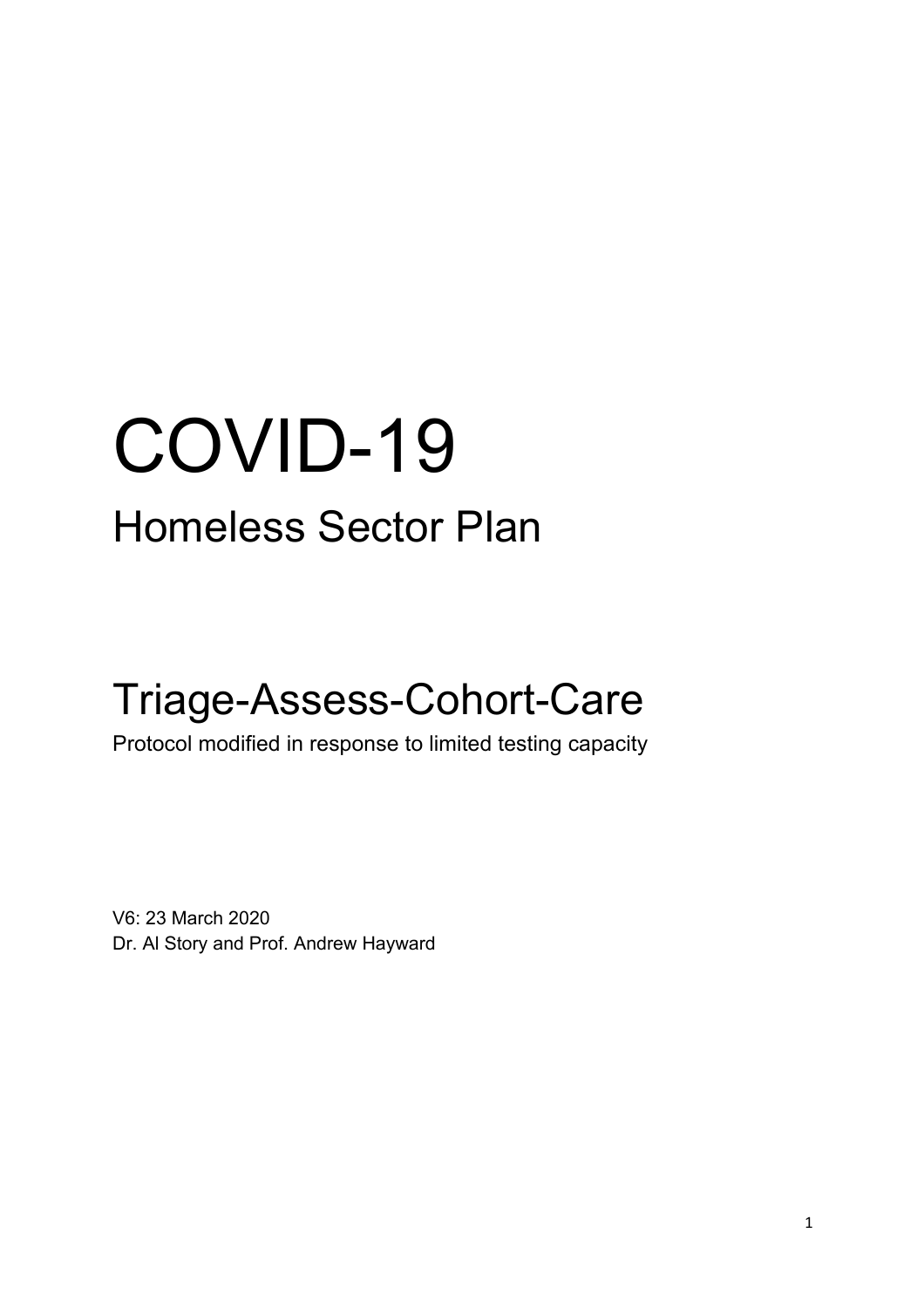# COVID-19

## Homeless Sector Plan

## Triage-Assess-Cohort-Care

Protocol modified in response to limited testing capacity

V6: 23 March 2020

Dr. Al Story and Prof. Andrew Hayward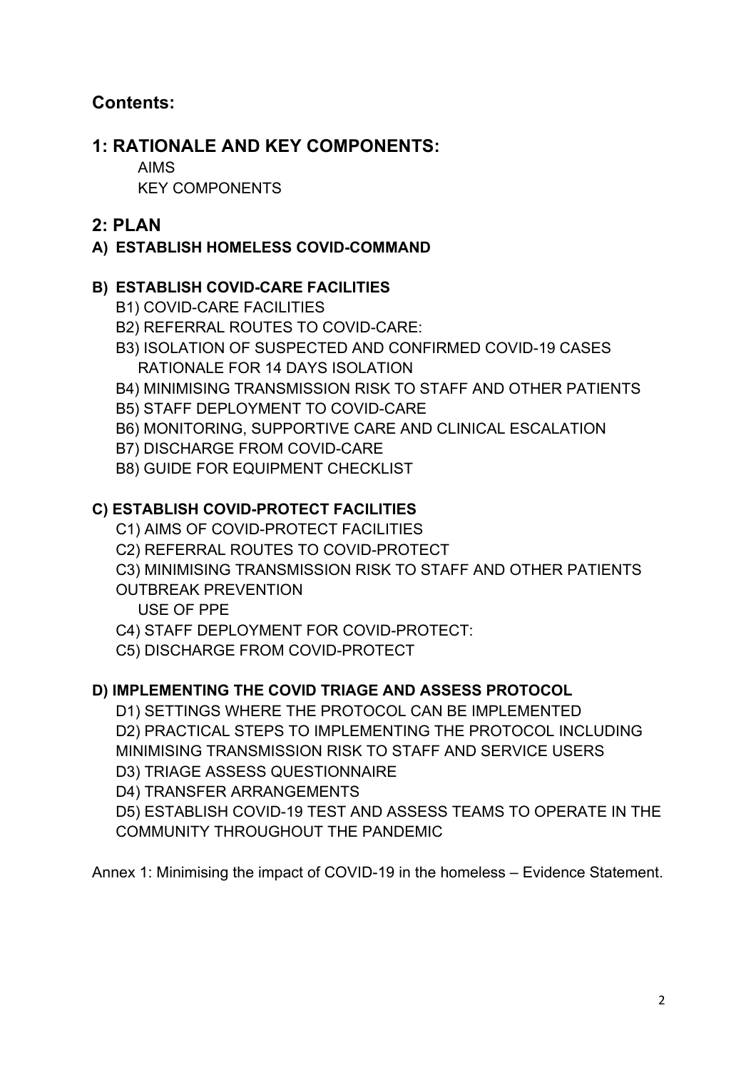## Contents:

## 1: RATIONALE AND KEY COMPONENTS:

AIMS
KEY COMPONENTS

## 2: PLAN

**A) ESTABLISH HOMELESS COVID-COMMAND**

**B) ESTABLISH COVID-CARE FACILITIES**

B1) COVID-CARE FACILITIES
B2) REFERRAL ROUTES TO COVID-CARE:
B3) ISOLATION OF SUSPECTED AND CONFIRMED COVID-19 CASES
RATIONALE FOR 14 DAYS ISOLATION
B4) MINIMISING TRANSMISSION RISK TO STAFF AND OTHER PATIENTS
B5) STAFF DEPLOYMENT TO COVID-CARE
B6) MONITORING, SUPPORTIVE CARE AND CLINICAL ESCALATION
B7) DISCHARGE FROM COVID-CARE
B8) GUIDE FOR EQUIPMENT CHECKLIST

**C) ESTABLISH COVID-PROTECT FACILITIES**

C1) AIMS OF COVID-PROTECT FACILITIES
C2) REFERRAL ROUTES TO COVID-PROTECT
C3) MINIMISING TRANSMISSION RISK TO STAFF AND OTHER PATIENTS
OUTBREAK PREVENTION
USE OF PPE
C4) STAFF DEPLOYMENT FOR COVID-PROTECT:
C5) DISCHARGE FROM COVID-PROTECT

**D) IMPLEMENTING THE COVID TRIAGE AND ASSESS PROTOCOL**

D1) SETTINGS WHERE THE PROTOCOL CAN BE IMPLEMENTED
D2) PRACTICAL STEPS TO IMPLEMENTING THE PROTOCOL INCLUDING MINIMISING TRANSMISSION RISK TO STAFF AND SERVICE USERS
D3) TRIAGE ASSESS QUESTIONNAIRE
D4) TRANSFER ARRANGEMENTS
D5) ESTABLISH COVID-19 TEST AND ASSESS TEAMS TO OPERATE IN THE COMMUNITY THROUGHOUT THE PANDEMIC

Annex 1: Minimising the impact of COVID-19 in the homeless – Evidence Statement.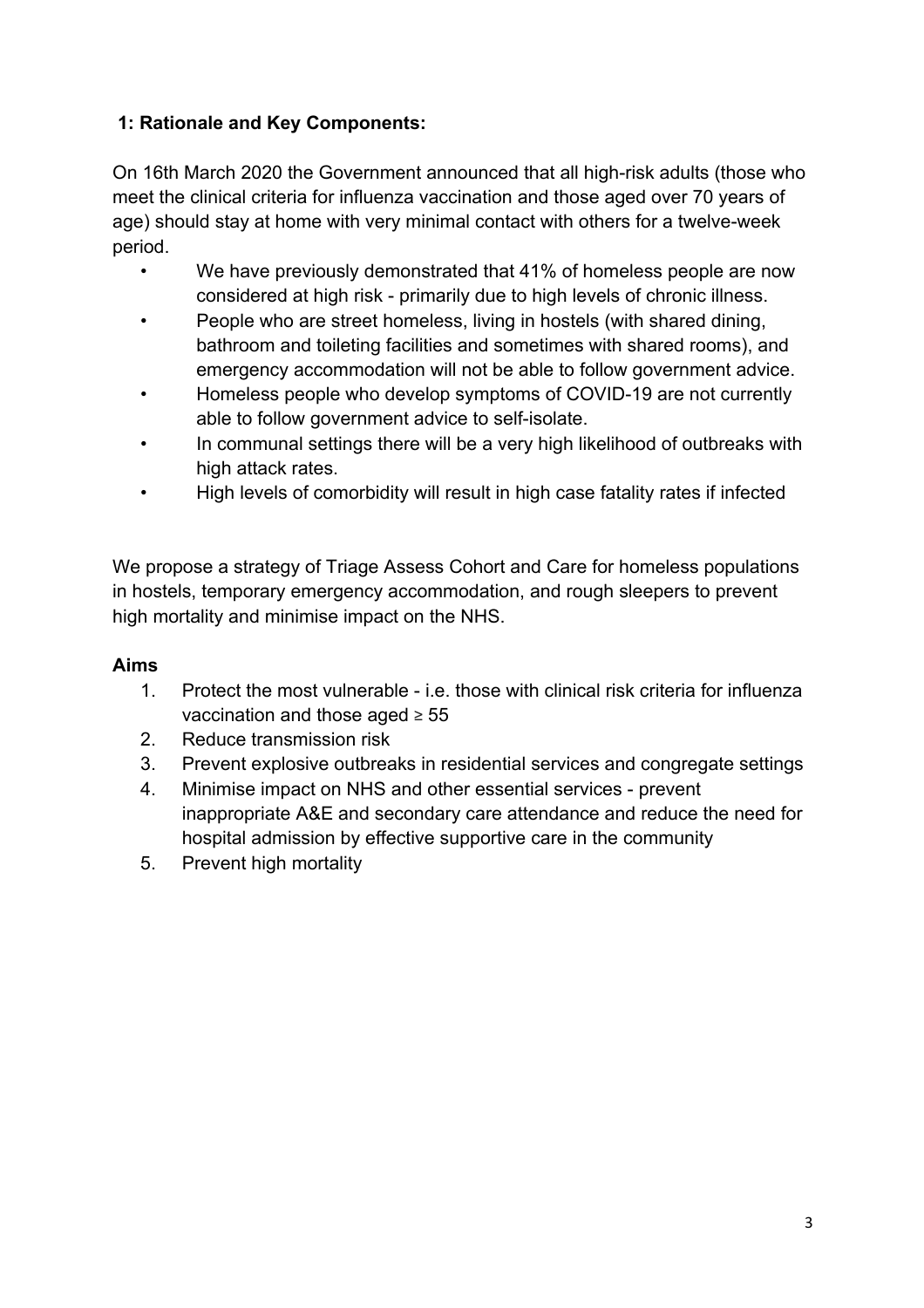## 1: Rationale and Key Components:

On 16th March 2020 the Government announced that all high-risk adults (those who meet the clinical criteria for influenza vaccination and those aged over 70 years of age) should stay at home with very minimal contact with others for a twelve-week period.

- We have previously demonstrated that 41% of homeless people are now considered at high risk - primarily due to high levels of chronic illness.
- People who are street homeless, living in hostels (with shared dining, bathroom and toileting facilities and sometimes with shared rooms), and emergency accommodation will not be able to follow government advice.
- Homeless people who develop symptoms of COVID-19 are not currently able to follow government advice to self-isolate.
- In communal settings there will be a very high likelihood of outbreaks with high attack rates.
- High levels of comorbidity will result in high case fatality rates if infected

We propose a strategy of Triage Assess Cohort and Care for homeless populations in hostels, temporary emergency accommodation, and rough sleepers to prevent high mortality and minimise impact on the NHS.

### Aims

1. Protect the most vulnerable - i.e. those with clinical risk criteria for influenza vaccination and those aged ≥ 55
2. Reduce transmission risk
3. Prevent explosive outbreaks in residential services and congregate settings
4. Minimise impact on NHS and other essential services - prevent inappropriate A&E and secondary care attendance and reduce the need for hospital admission by effective supportive care in the community
5. Prevent high mortality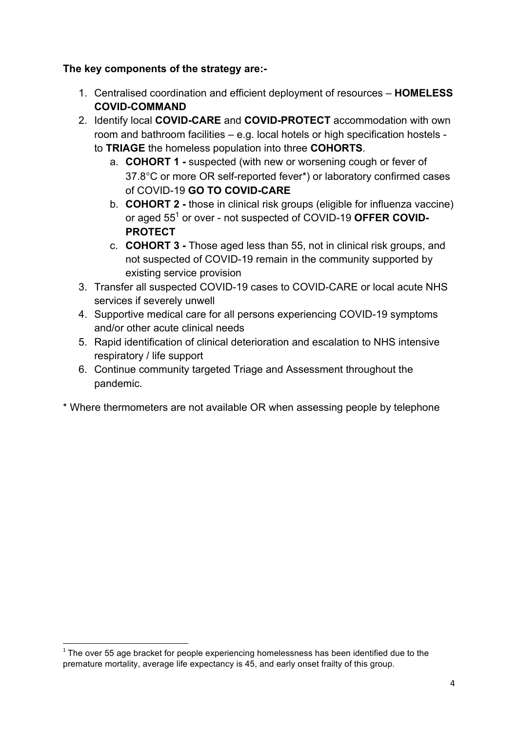**The key components of the strategy are:-**

1. Centralised coordination and efficient deployment of resources – **HOMELESS COVID-COMMAND**
2. Identify local **COVID-CARE** and **COVID-PROTECT** accommodation with own room and bathroom facilities – e.g. local hotels or high specification hostels - to **TRIAGE** the homeless population into three **COHORTS**.
   a. **COHORT 1 -** suspected (with new or worsening cough or fever of 37.8°C or more OR self-reported fever*) or laboratory confirmed cases of COVID-19 **GO TO COVID-CARE**
   b. **COHORT 2 -** those in clinical risk groups (eligible for influenza vaccine) or aged 55[1] or over - not suspected of COVID-19 **OFFER COVID-PROTECT**
   c. **COHORT 3 -** Those aged less than 55, not in clinical risk groups, and not suspected of COVID-19 remain in the community supported by existing service provision
3. Transfer all suspected COVID-19 cases to COVID-CARE or local acute NHS services if severely unwell
4. Supportive medical care for all persons experiencing COVID-19 symptoms and/or other acute clinical needs
5. Rapid identification of clinical deterioration and escalation to NHS intensive respiratory / life support
6. Continue community targeted Triage and Assessment throughout the pandemic.

* Where thermometers are not available OR when assessing people by telephone

[1] The over 55 age bracket for people experiencing homelessness has been identified due to the premature mortality, average life expectancy is 45, and early onset frailty of this group.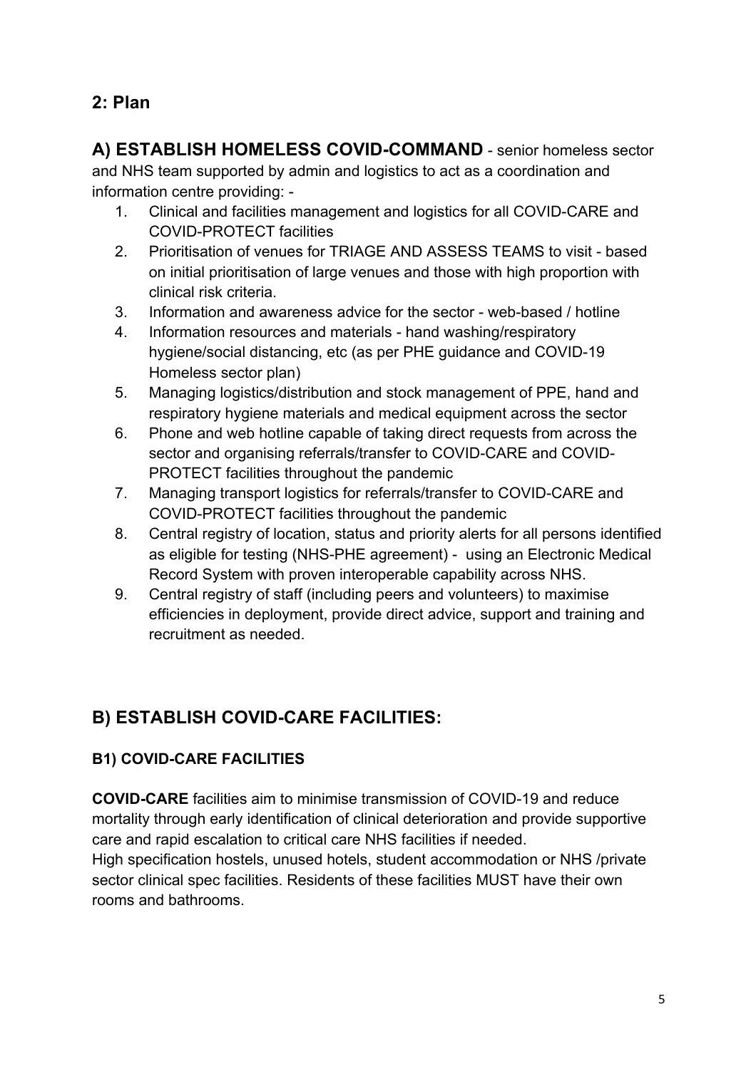## 2: Plan

**A) ESTABLISH HOMELESS COVID-COMMAND** - senior homeless sector and NHS team supported by admin and logistics to act as a coordination and information centre providing: -

1. Clinical and facilities management and logistics for all COVID-CARE and COVID-PROTECT facilities
2. Prioritisation of venues for TRIAGE AND ASSESS TEAMS to visit - based on initial prioritisation of large venues and those with high proportion with clinical risk criteria.
3. Information and awareness advice for the sector - web-based / hotline
4. Information resources and materials - hand washing/respiratory hygiene/social distancing, etc (as per PHE guidance and COVID-19 Homeless sector plan)
5. Managing logistics/distribution and stock management of PPE, hand and respiratory hygiene materials and medical equipment across the sector
6. Phone and web hotline capable of taking direct requests from across the sector and organising referrals/transfer to COVID-CARE and COVID-PROTECT facilities throughout the pandemic
7. Managing transport logistics for referrals/transfer to COVID-CARE and COVID-PROTECT facilities throughout the pandemic
8. Central registry of location, status and priority alerts for all persons identified as eligible for testing (NHS-PHE agreement) - using an Electronic Medical Record System with proven interoperable capability across NHS.
9. Central registry of staff (including peers and volunteers) to maximise efficiencies in deployment, provide direct advice, support and training and recruitment as needed.

## B) ESTABLISH COVID-CARE FACILITIES:

### B1) COVID-CARE FACILITIES

**COVID-CARE** facilities aim to minimise transmission of COVID-19 and reduce mortality through early identification of clinical deterioration and provide supportive care and rapid escalation to critical care NHS facilities if needed.
High specification hostels, unused hotels, student accommodation or NHS /private sector clinical spec facilities. Residents of these facilities MUST have their own rooms and bathrooms.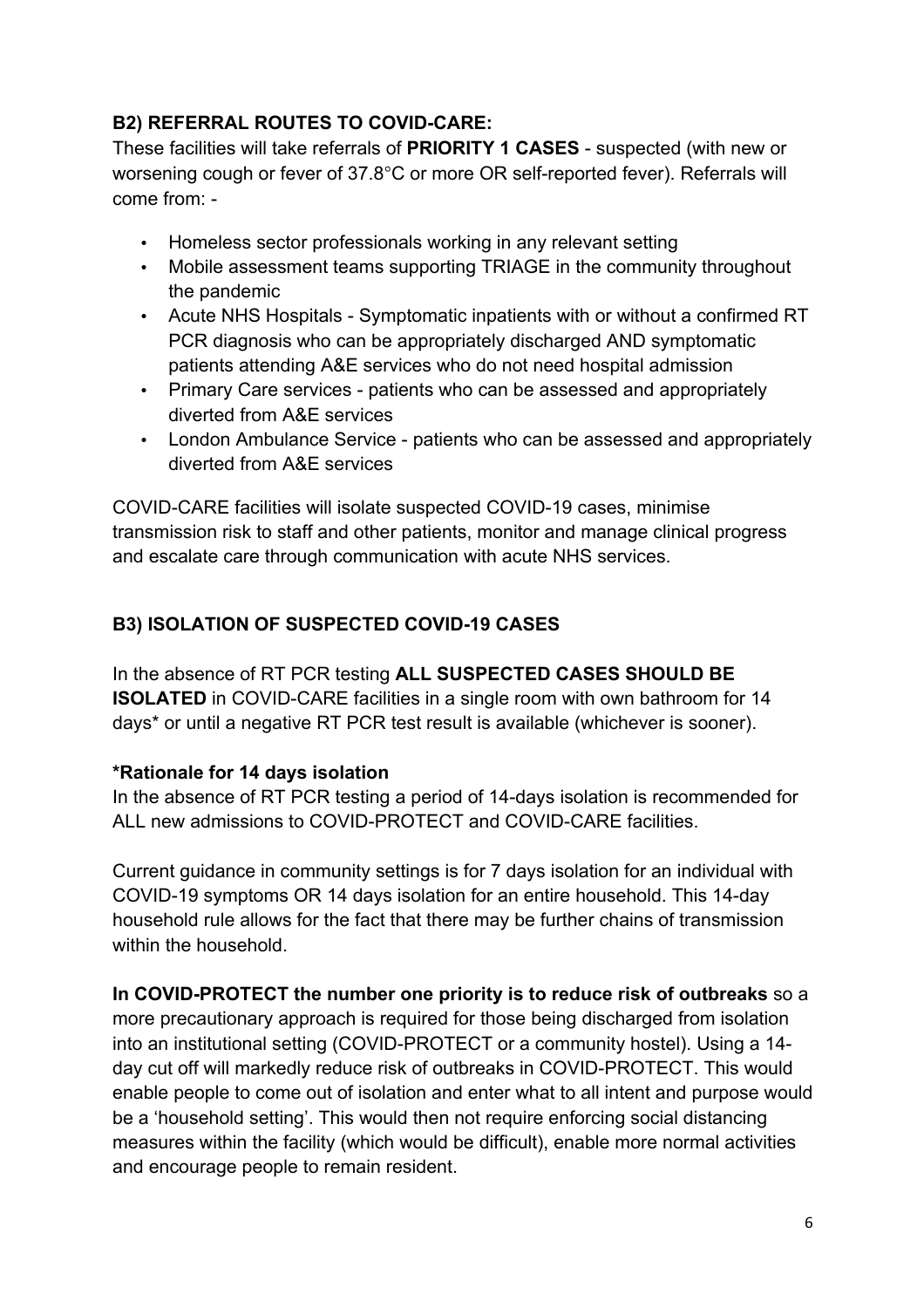### B2) REFERRAL ROUTES TO COVID-CARE:

These facilities will take referrals of **PRIORITY 1 CASES** - suspected (with new or worsening cough or fever of 37.8°C or more OR self-reported fever). Referrals will come from: -

- Homeless sector professionals working in any relevant setting
- Mobile assessment teams supporting TRIAGE in the community throughout the pandemic
- Acute NHS Hospitals - Symptomatic inpatients with or without a confirmed RT PCR diagnosis who can be appropriately discharged AND symptomatic patients attending A&E services who do not need hospital admission
- Primary Care services - patients who can be assessed and appropriately diverted from A&E services
- London Ambulance Service - patients who can be assessed and appropriately diverted from A&E services

COVID-CARE facilities will isolate suspected COVID-19 cases, minimise transmission risk to staff and other patients, monitor and manage clinical progress and escalate care through communication with acute NHS services.

### B3) ISOLATION OF SUSPECTED COVID-19 CASES

In the absence of RT PCR testing **ALL SUSPECTED CASES SHOULD BE ISOLATED** in COVID-CARE facilities in a single room with own bathroom for 14 days* or until a negative RT PCR test result is available (whichever is sooner).

**\*Rationale for 14 days isolation**

In the absence of RT PCR testing a period of 14-days isolation is recommended for ALL new admissions to COVID-PROTECT and COVID-CARE facilities.

Current guidance in community settings is for 7 days isolation for an individual with COVID-19 symptoms OR 14 days isolation for an entire household. This 14-day household rule allows for the fact that there may be further chains of transmission within the household.

**In COVID-PROTECT the number one priority is to reduce risk of outbreaks** so a more precautionary approach is required for those being discharged from isolation into an institutional setting (COVID-PROTECT or a community hostel). Using a 14-day cut off will markedly reduce risk of outbreaks in COVID-PROTECT. This would enable people to come out of isolation and enter what to all intent and purpose would be a 'household setting'. This would then not require enforcing social distancing measures within the facility (which would be difficult), enable more normal activities and encourage people to remain resident.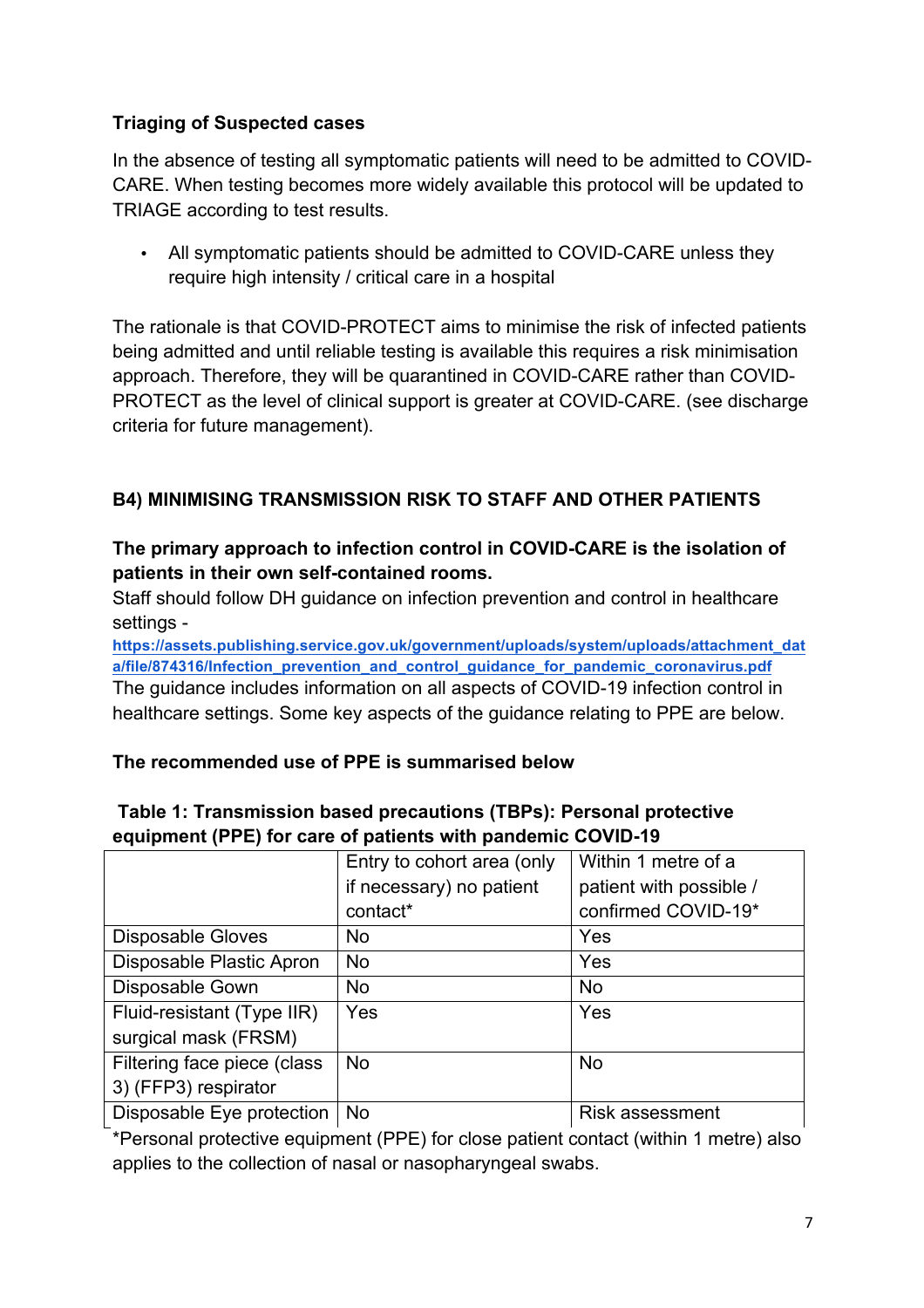**Triaging of Suspected cases**

In the absence of testing all symptomatic patients will need to be admitted to COVID-CARE. When testing becomes more widely available this protocol will be updated to TRIAGE according to test results.

- All symptomatic patients should be admitted to COVID-CARE unless they require high intensity / critical care in a hospital

The rationale is that COVID-PROTECT aims to minimise the risk of infected patients being admitted and until reliable testing is available this requires a risk minimisation approach. Therefore, they will be quarantined in COVID-CARE rather than COVID-PROTECT as the level of clinical support is greater at COVID-CARE. (see discharge criteria for future management).

## B4) MINIMISING TRANSMISSION RISK TO STAFF AND OTHER PATIENTS

**The primary approach to infection control in COVID-CARE is the isolation of patients in their own self-contained rooms.**

Staff should follow DH guidance on infection prevention and control in healthcare settings - https://assets.publishing.service.gov.uk/government/uploads/system/uploads/attachment_data/file/874316/Infection_prevention_and_control_guidance_for_pandemic_coronavirus.pdf

The guidance includes information on all aspects of COVID-19 infection control in healthcare settings. Some key aspects of the guidance relating to PPE are below.

**The recommended use of PPE is summarised below**

**Table 1: Transmission based precautions (TBPs): Personal protective equipment (PPE) for care of patients with pandemic COVID-19**

| | Entry to cohort area (only if necessary) no patient contact* | Within 1 metre of a patient with possible / confirmed COVID-19* |
|---|---|---|
| Disposable Gloves | No | Yes |
| Disposable Plastic Apron | No | Yes |
| Disposable Gown | No | No |
| Fluid-resistant (Type IIR) surgical mask (FRSM) | Yes | Yes |
| Filtering face piece (class 3) (FFP3) respirator | No | No |
| Disposable Eye protection | No | Risk assessment |

*Personal protective equipment (PPE) for close patient contact (within 1 metre) also applies to the collection of nasal or nasopharyngeal swabs.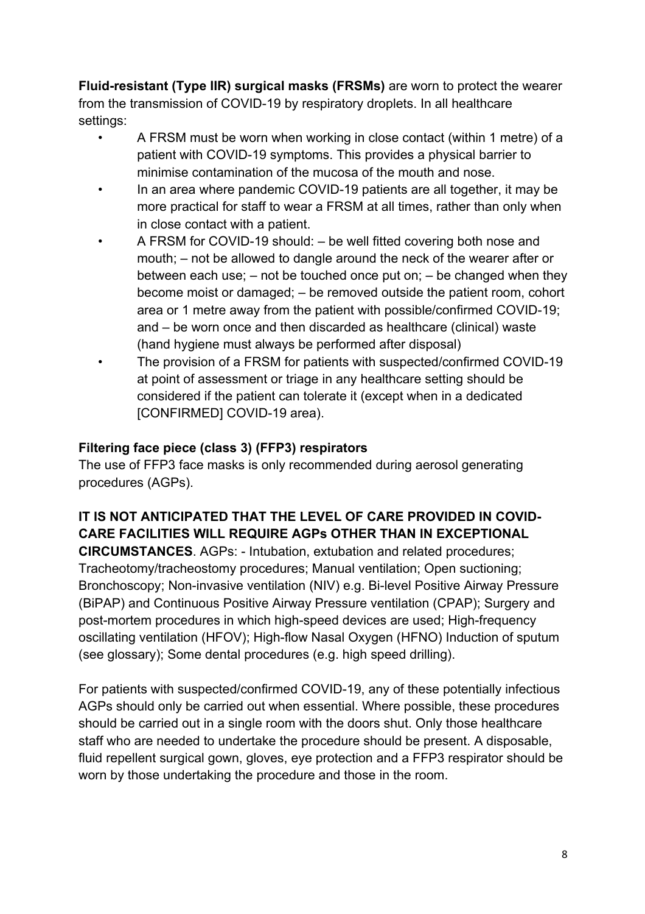**Fluid-resistant (Type IIR) surgical masks (FRSMs)** are worn to protect the wearer from the transmission of COVID-19 by respiratory droplets. In all healthcare settings:

- A FRSM must be worn when working in close contact (within 1 metre) of a patient with COVID-19 symptoms. This provides a physical barrier to minimise contamination of the mucosa of the mouth and nose.
- In an area where pandemic COVID-19 patients are all together, it may be more practical for staff to wear a FRSM at all times, rather than only when in close contact with a patient.
- A FRSM for COVID-19 should: – be well fitted covering both nose and mouth; – not be allowed to dangle around the neck of the wearer after or between each use; – not be touched once put on; – be changed when they become moist or damaged; – be removed outside the patient room, cohort area or 1 metre away from the patient with possible/confirmed COVID-19; and – be worn once and then discarded as healthcare (clinical) waste (hand hygiene must always be performed after disposal)
- The provision of a FRSM for patients with suspected/confirmed COVID-19 at point of assessment or triage in any healthcare setting should be considered if the patient can tolerate it (except when in a dedicated [CONFIRMED] COVID-19 area).

**Filtering face piece (class 3) (FFP3) respirators**

The use of FFP3 face masks is only recommended during aerosol generating procedures (AGPs).

**IT IS NOT ANTICIPATED THAT THE LEVEL OF CARE PROVIDED IN COVID-CARE FACILITIES WILL REQUIRE AGPs OTHER THAN IN EXCEPTIONAL CIRCUMSTANCES**. AGPs: - Intubation, extubation and related procedures; Tracheotomy/tracheostomy procedures; Manual ventilation; Open suctioning; Bronchoscopy; Non-invasive ventilation (NIV) e.g. Bi-level Positive Airway Pressure (BiPAP) and Continuous Positive Airway Pressure ventilation (CPAP); Surgery and post-mortem procedures in which high-speed devices are used; High-frequency oscillating ventilation (HFOV); High-flow Nasal Oxygen (HFNO) Induction of sputum (see glossary); Some dental procedures (e.g. high speed drilling).

For patients with suspected/confirmed COVID-19, any of these potentially infectious AGPs should only be carried out when essential. Where possible, these procedures should be carried out in a single room with the doors shut. Only those healthcare staff who are needed to undertake the procedure should be present. A disposable, fluid repellent surgical gown, gloves, eye protection and a FFP3 respirator should be worn by those undertaking the procedure and those in the room.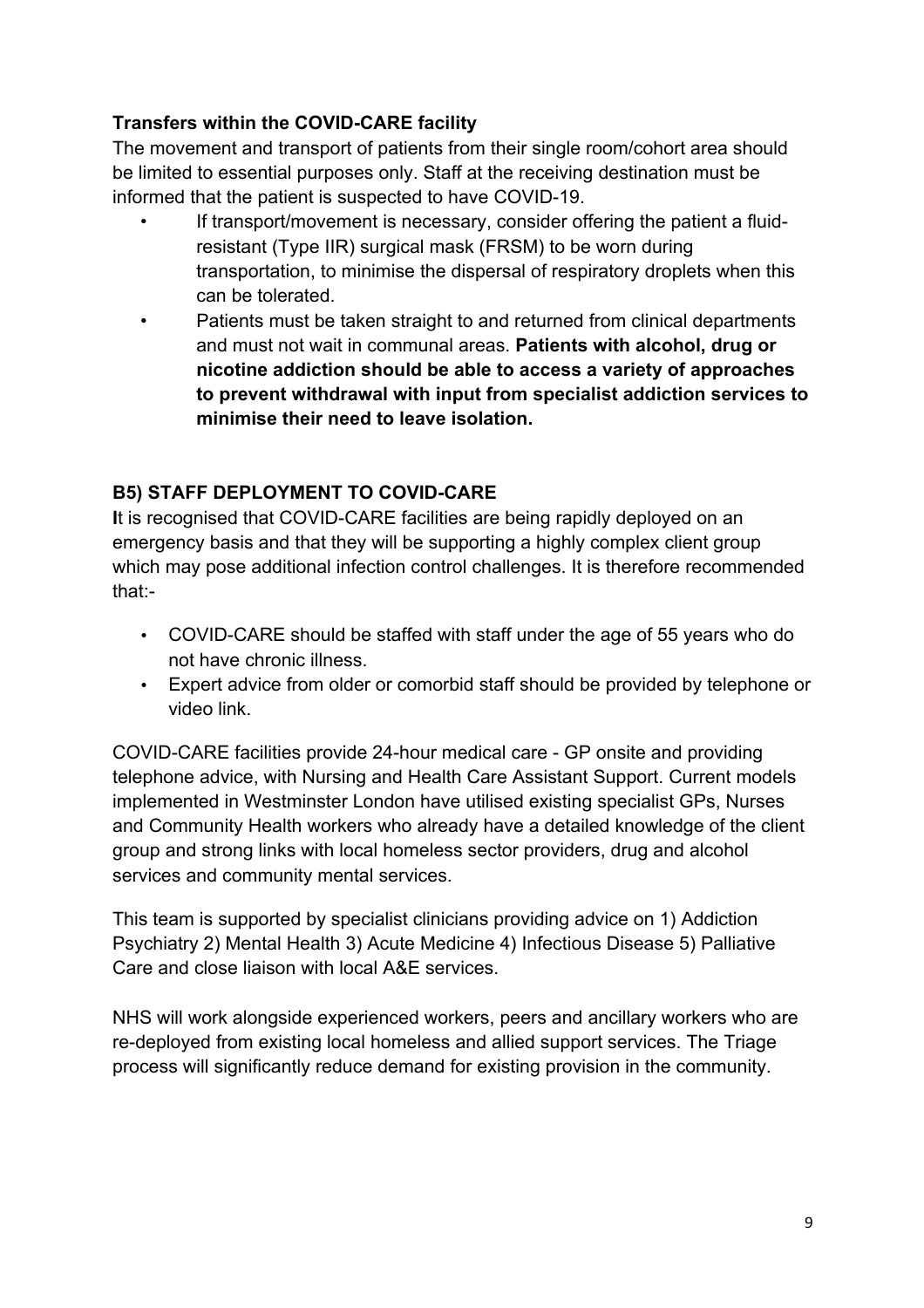**Transfers within the COVID-CARE facility**

The movement and transport of patients from their single room/cohort area should be limited to essential purposes only. Staff at the receiving destination must be informed that the patient is suspected to have COVID-19.

- If transport/movement is necessary, consider offering the patient a fluid-resistant (Type IIR) surgical mask (FRSM) to be worn during transportation, to minimise the dispersal of respiratory droplets when this can be tolerated.
- Patients must be taken straight to and returned from clinical departments and must not wait in communal areas. **Patients with alcohol, drug or nicotine addiction should be able to access a variety of approaches to prevent withdrawal with input from specialist addiction services to minimise their need to leave isolation.**

## B5) STAFF DEPLOYMENT TO COVID-CARE

**I**t is recognised that COVID-CARE facilities are being rapidly deployed on an emergency basis and that they will be supporting a highly complex client group which may pose additional infection control challenges. It is therefore recommended that:-

- COVID-CARE should be staffed with staff under the age of 55 years who do not have chronic illness.
- Expert advice from older or comorbid staff should be provided by telephone or video link.

COVID-CARE facilities provide 24-hour medical care - GP onsite and providing telephone advice, with Nursing and Health Care Assistant Support. Current models implemented in Westminster London have utilised existing specialist GPs, Nurses and Community Health workers who already have a detailed knowledge of the client group and strong links with local homeless sector providers, drug and alcohol services and community mental services.

This team is supported by specialist clinicians providing advice on 1) Addiction Psychiatry 2) Mental Health 3) Acute Medicine 4) Infectious Disease 5) Palliative Care and close liaison with local A&E services.

NHS will work alongside experienced workers, peers and ancillary workers who are re-deployed from existing local homeless and allied support services. The Triage process will significantly reduce demand for existing provision in the community.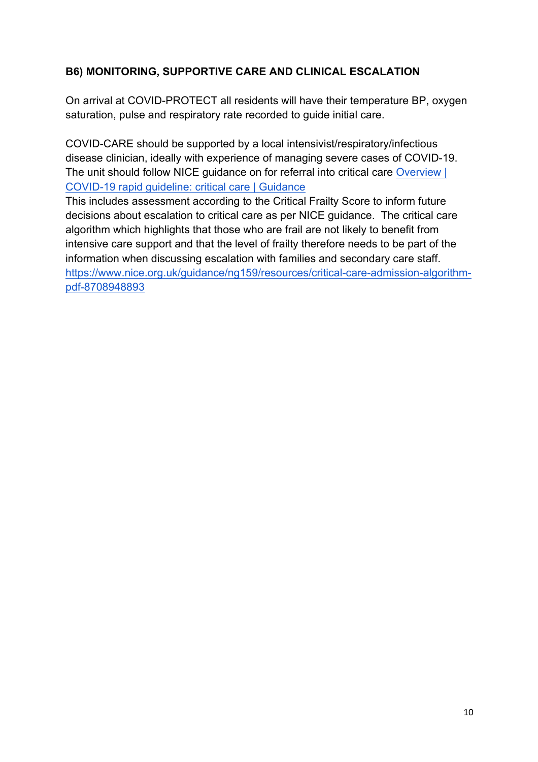**B6) MONITORING, SUPPORTIVE CARE AND CLINICAL ESCALATION**

On arrival at COVID-PROTECT all residents will have their temperature BP, oxygen saturation, pulse and respiratory rate recorded to guide initial care.

COVID-CARE should be supported by a local intensivist/respiratory/infectious disease clinician, ideally with experience of managing severe cases of COVID-19. The unit should follow NICE guidance on for referral into critical care [Overview | COVID-19 rapid guideline: critical care | Guidance]
This includes assessment according to the Critical Frailty Score to inform future decisions about escalation to critical care as per NICE guidance. The critical care algorithm which highlights that those who are frail are not likely to benefit from intensive care support and that the level of frailty therefore needs to be part of the information when discussing escalation with families and secondary care staff. https://www.nice.org.uk/guidance/ng159/resources/critical-care-admission-algorithm-pdf-8708948893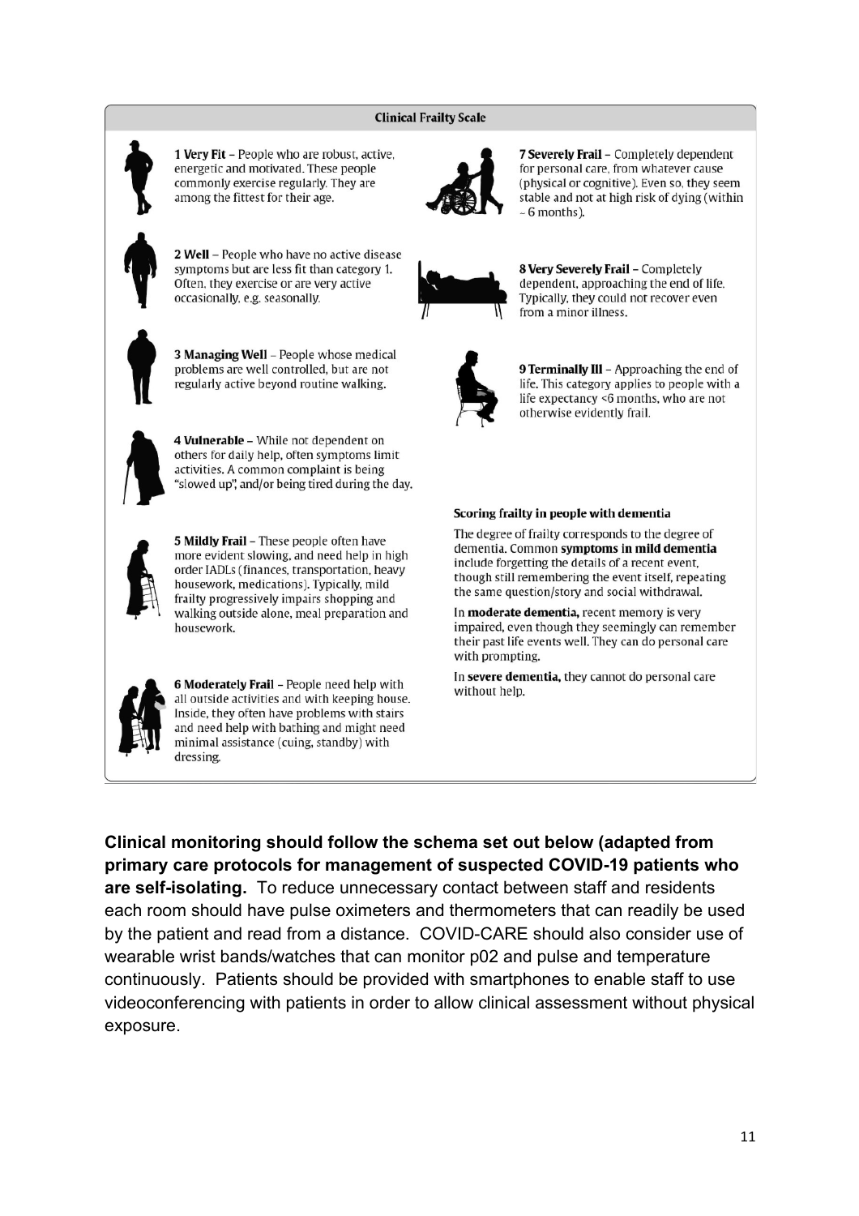**Clinical Frailty Scale**

**1 Very Fit** – People who are robust, active, energetic and motivated. These people commonly exercise regularly. They are among the fittest for their age.

**2 Well** – People who have no active disease symptoms but are less fit than category 1. Often, they exercise or are very active occasionally, e.g. seasonally.

**3 Managing Well** – People whose medical problems are well controlled, but are not regularly active beyond routine walking.

**4 Vulnerable** – While not dependent on others for daily help, often symptoms limit activities. A common complaint is being "slowed up", and/or being tired during the day.

**5 Mildly Frail** – These people often have more evident slowing, and need help in high order IADLs (finances, transportation, heavy housework, medications). Typically, mild frailty progressively impairs shopping and walking outside alone, meal preparation and housework.

**6 Moderately Frail** – People need help with all outside activities and with keeping house. Inside, they often have problems with stairs and need help with bathing and might need minimal assistance (cuing, standby) with dressing.

**7 Severely Frail** – Completely dependent for personal care, from whatever cause (physical or cognitive). Even so, they seem stable and not at high risk of dying (within ~ 6 months).

**8 Very Severely Frail** – Completely dependent, approaching the end of life. Typically, they could not recover even from a minor illness.

**9 Terminally Ill** – Approaching the end of life. This category applies to people with a life expectancy <6 months, who are not otherwise evidently frail.

**Scoring frailty in people with dementia**

The degree of frailty corresponds to the degree of dementia. Common **symptoms in mild dementia** include forgetting the details of a recent event, though still remembering the event itself, repeating the same question/story and social withdrawal.

In **moderate dementia,** recent memory is very impaired, even though they seemingly can remember their past life events well. They can do personal care with prompting.

In **severe dementia,** they cannot do personal care without help.

**Clinical monitoring should follow the schema set out below (adapted from primary care protocols for management of suspected COVID-19 patients who are self-isolating.** To reduce unnecessary contact between staff and residents each room should have pulse oximeters and thermometers that can readily be used by the patient and read from a distance. COVID-CARE should also consider use of wearable wrist bands/watches that can monitor p02 and pulse and temperature continuously. Patients should be provided with smartphones to enable staff to use videoconferencing with patients in order to allow clinical assessment without physical exposure.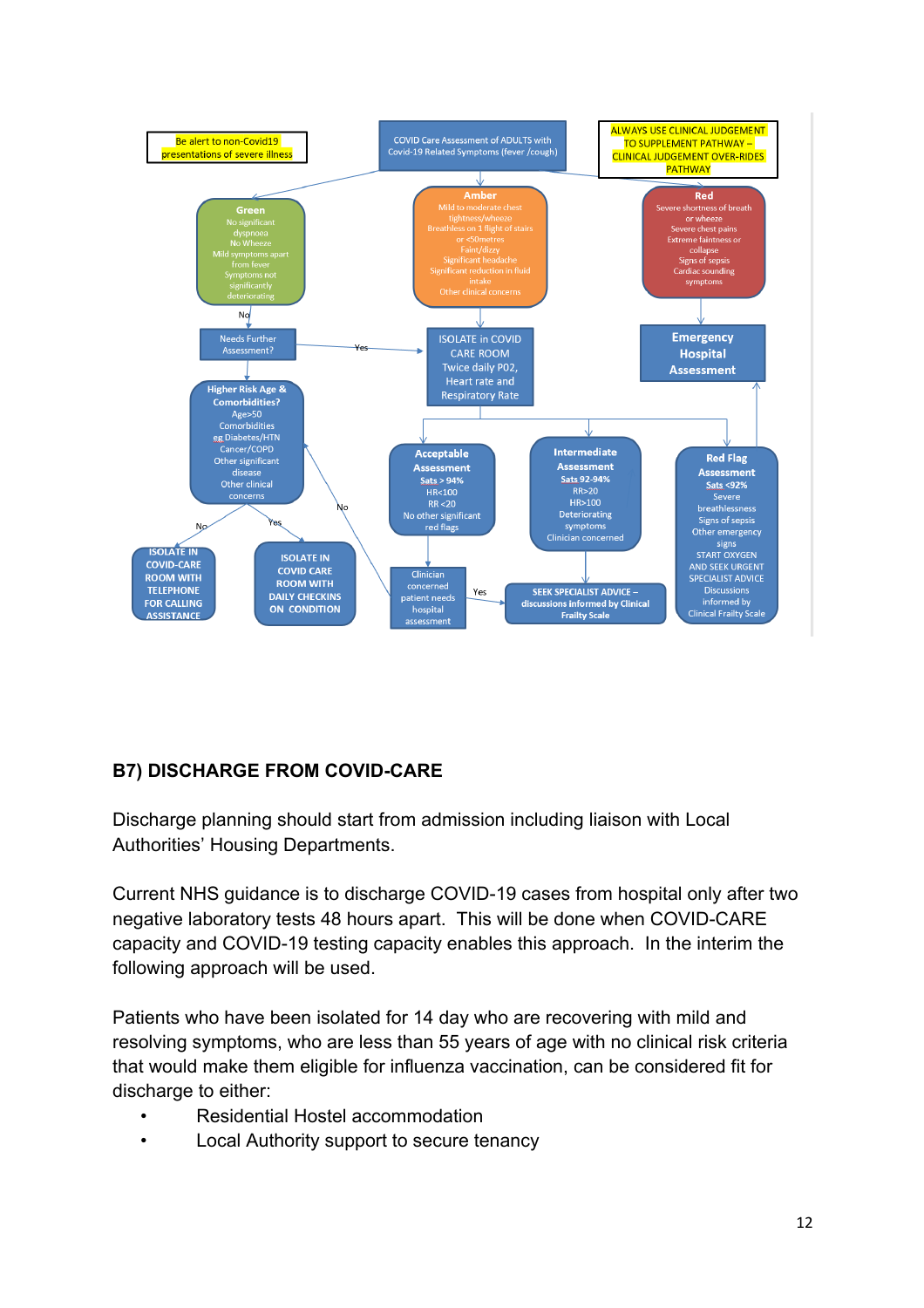Be alert to non-Covid19 presentations of severe illness

COVID Care Assessment of ADULTS with Covid-19 Related Symptoms (fever /cough)

ALWAYS USE CLINICAL JUDGEMENT TO SUPPLEMENT PATHWAY – CLINICAL JUDGEMENT OVER-RIDES PATHWAY

**Green**
No significant dyspnoea
No Wheeze
Mild symptoms apart from fever
Symptoms not significantly deteriorating

**Amber**
Mild to moderate chest tightness/wheeze
Breathless on 1 flight of stairs or <50metres
Faint/dizzy
Significant headache
Significant reduction in fluid intake
Other clinical concerns

**Red**
Severe shortness of breath or wheeze
Severe chest pains
Extreme faintness or collapse
Signs of sepsis
Cardiac sounding symptoms

No

Needs Further Assessment?

Yes

ISOLATE in COVID CARE ROOM Twice daily P02, Heart rate and Respiratory Rate

**Emergency Hospital Assessment**

**Higher Risk Age & Comorbidities?**
Age>50
Comorbidities
eg Diabetes/HTN
Cancer/COPD
Other significant disease
Other clinical concerns

**Acceptable Assessment**
Sats > 94%
HR<100
RR <20
No other significant red flags

**Intermediate Assessment**
Sats 92-94%
RR>20
HR>100
Deteriorating symptoms
Clinician concerned

**Red Flag Assessment**
Sats <92%
Severe breathlessness
Signs of sepsis
Other emergency signs
START OXYGEN AND SEEK URGENT SPECIALIST ADVICE
Discussions informed by Clinical Frailty Scale

No

Yes

No

ISOLATE IN COVID-CARE ROOM WITH TELEPHONE FOR CALLING ASSISTANCE

ISOLATE IN COVID CARE ROOM WITH DAILY CHECKINS ON CONDITION

Clinician concerned patient needs hospital assessment

Yes

SEEK SPECIALIST ADVICE – discussions informed by Clinical Frailty Scale

## B7) DISCHARGE FROM COVID-CARE

Discharge planning should start from admission including liaison with Local Authorities' Housing Departments.

Current NHS guidance is to discharge COVID-19 cases from hospital only after two negative laboratory tests 48 hours apart. This will be done when COVID-CARE capacity and COVID-19 testing capacity enables this approach. In the interim the following approach will be used.

Patients who have been isolated for 14 day who are recovering with mild and resolving symptoms, who are less than 55 years of age with no clinical risk criteria that would make them eligible for influenza vaccination, can be considered fit for discharge to either:

- Residential Hostel accommodation
- Local Authority support to secure tenancy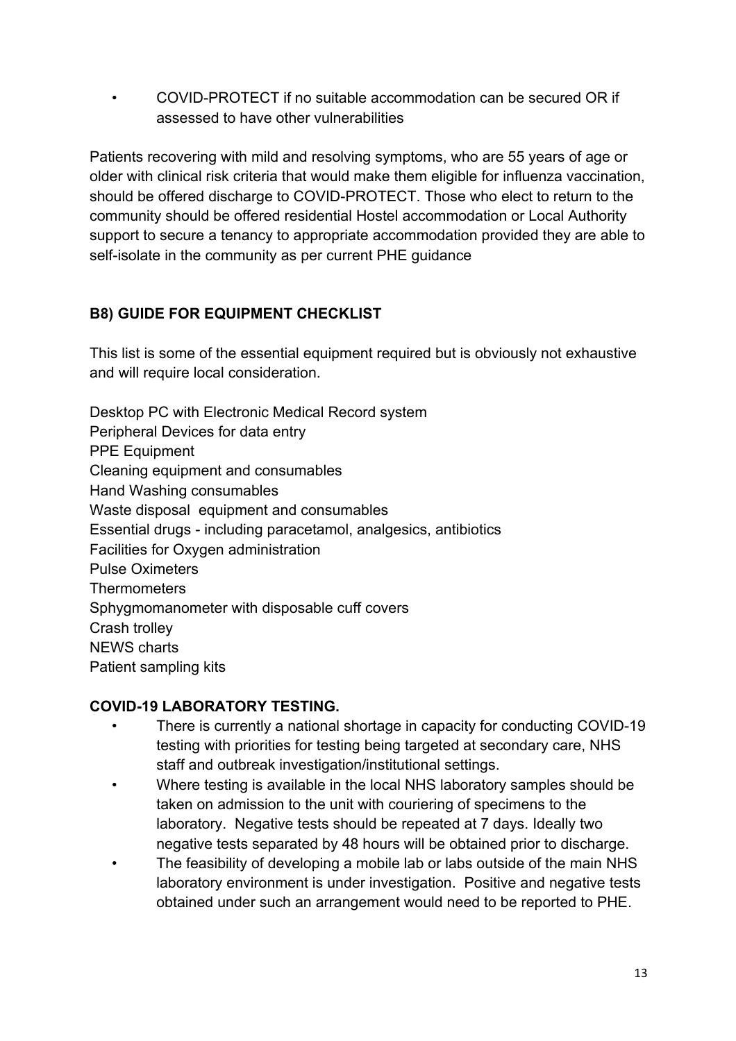- COVID-PROTECT if no suitable accommodation can be secured OR if assessed to have other vulnerabilities

Patients recovering with mild and resolving symptoms, who are 55 years of age or older with clinical risk criteria that would make them eligible for influenza vaccination, should be offered discharge to COVID-PROTECT. Those who elect to return to the community should be offered residential Hostel accommodation or Local Authority support to secure a tenancy to appropriate accommodation provided they are able to self-isolate in the community as per current PHE guidance

**B8) GUIDE FOR EQUIPMENT CHECKLIST**

This list is some of the essential equipment required but is obviously not exhaustive and will require local consideration.

Desktop PC with Electronic Medical Record system
Peripheral Devices for data entry
PPE Equipment
Cleaning equipment and consumables
Hand Washing consumables
Waste disposal equipment and consumables
Essential drugs - including paracetamol, analgesics, antibiotics
Facilities for Oxygen administration
Pulse Oximeters
Thermometers
Sphygmomanometer with disposable cuff covers
Crash trolley
NEWS charts
Patient sampling kits

**COVID-19 LABORATORY TESTING.**

- There is currently a national shortage in capacity for conducting COVID-19 testing with priorities for testing being targeted at secondary care, NHS staff and outbreak investigation/institutional settings.
- Where testing is available in the local NHS laboratory samples should be taken on admission to the unit with couriering of specimens to the laboratory. Negative tests should be repeated at 7 days. Ideally two negative tests separated by 48 hours will be obtained prior to discharge.
- The feasibility of developing a mobile lab or labs outside of the main NHS laboratory environment is under investigation. Positive and negative tests obtained under such an arrangement would need to be reported to PHE.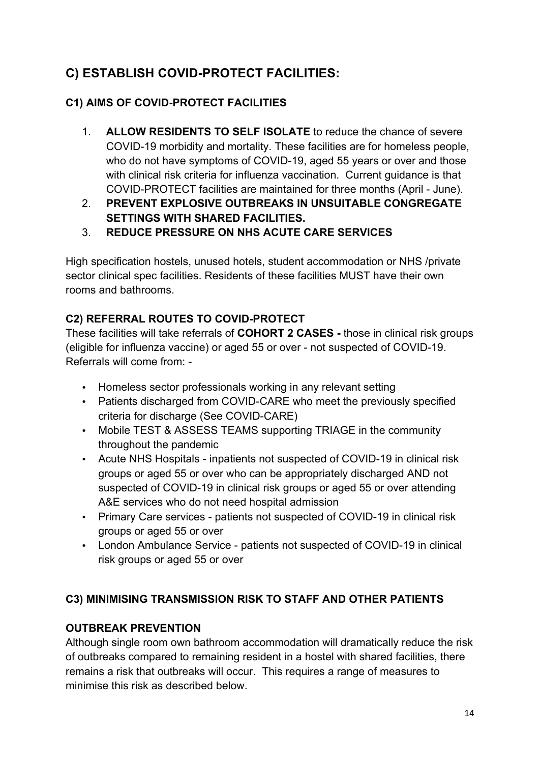## C) ESTABLISH COVID-PROTECT FACILITIES:

### C1) AIMS OF COVID-PROTECT FACILITIES

1. **ALLOW RESIDENTS TO SELF ISOLATE** to reduce the chance of severe COVID-19 morbidity and mortality. These facilities are for homeless people, who do not have symptoms of COVID-19, aged 55 years or over and those with clinical risk criteria for influenza vaccination. Current guidance is that COVID-PROTECT facilities are maintained for three months (April - June).
2. **PREVENT EXPLOSIVE OUTBREAKS IN UNSUITABLE CONGREGATE SETTINGS WITH SHARED FACILITIES.**
3. **REDUCE PRESSURE ON NHS ACUTE CARE SERVICES**

High specification hostels, unused hotels, student accommodation or NHS /private sector clinical spec facilities. Residents of these facilities MUST have their own rooms and bathrooms.

### C2) REFERRAL ROUTES TO COVID-PROTECT

These facilities will take referrals of **COHORT 2 CASES -** those in clinical risk groups (eligible for influenza vaccine) or aged 55 or over - not suspected of COVID-19. Referrals will come from: -

- Homeless sector professionals working in any relevant setting
- Patients discharged from COVID-CARE who meet the previously specified criteria for discharge (See COVID-CARE)
- Mobile TEST & ASSESS TEAMS supporting TRIAGE in the community throughout the pandemic
- Acute NHS Hospitals - inpatients not suspected of COVID-19 in clinical risk groups or aged 55 or over who can be appropriately discharged AND not suspected of COVID-19 in clinical risk groups or aged 55 or over attending A&E services who do not need hospital admission
- Primary Care services - patients not suspected of COVID-19 in clinical risk groups or aged 55 or over
- London Ambulance Service - patients not suspected of COVID-19 in clinical risk groups or aged 55 or over

### C3) MINIMISING TRANSMISSION RISK TO STAFF AND OTHER PATIENTS

**OUTBREAK PREVENTION**

Although single room own bathroom accommodation will dramatically reduce the risk of outbreaks compared to remaining resident in a hostel with shared facilities, there remains a risk that outbreaks will occur. This requires a range of measures to minimise this risk as described below.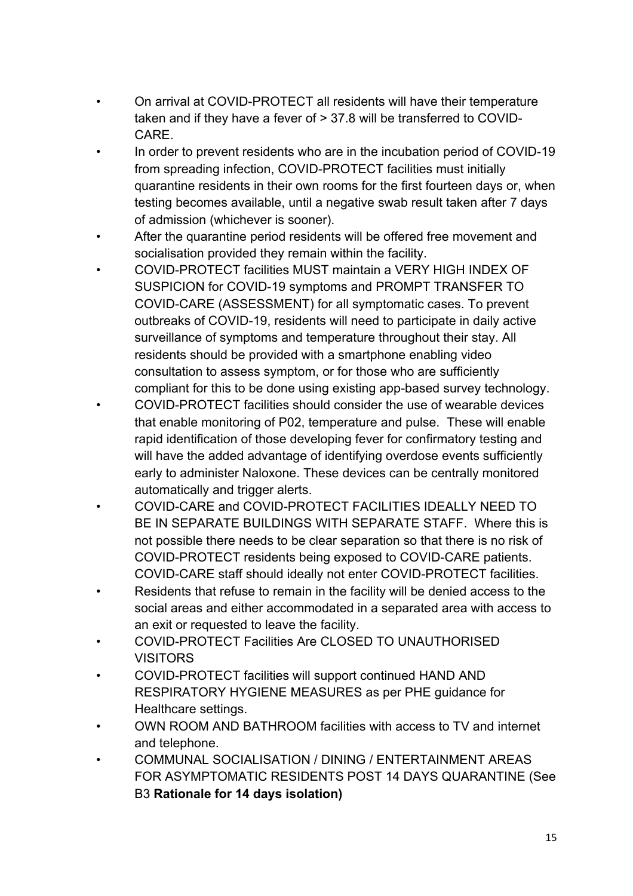- On arrival at COVID-PROTECT all residents will have their temperature taken and if they have a fever of > 37.8 will be transferred to COVID-CARE.
- In order to prevent residents who are in the incubation period of COVID-19 from spreading infection, COVID-PROTECT facilities must initially quarantine residents in their own rooms for the first fourteen days or, when testing becomes available, until a negative swab result taken after 7 days of admission (whichever is sooner).
- After the quarantine period residents will be offered free movement and socialisation provided they remain within the facility.
- COVID-PROTECT facilities MUST maintain a VERY HIGH INDEX OF SUSPICION for COVID-19 symptoms and PROMPT TRANSFER TO COVID-CARE (ASSESSMENT) for all symptomatic cases. To prevent outbreaks of COVID-19, residents will need to participate in daily active surveillance of symptoms and temperature throughout their stay. All residents should be provided with a smartphone enabling video consultation to assess symptom, or for those who are sufficiently compliant for this to be done using existing app-based survey technology.
- COVID-PROTECT facilities should consider the use of wearable devices that enable monitoring of P02, temperature and pulse. These will enable rapid identification of those developing fever for confirmatory testing and will have the added advantage of identifying overdose events sufficiently early to administer Naloxone. These devices can be centrally monitored automatically and trigger alerts.
- COVID-CARE and COVID-PROTECT FACILITIES IDEALLY NEED TO BE IN SEPARATE BUILDINGS WITH SEPARATE STAFF. Where this is not possible there needs to be clear separation so that there is no risk of COVID-PROTECT residents being exposed to COVID-CARE patients. COVID-CARE staff should ideally not enter COVID-PROTECT facilities.
- Residents that refuse to remain in the facility will be denied access to the social areas and either accommodated in a separated area with access to an exit or requested to leave the facility.
- COVID-PROTECT Facilities Are CLOSED TO UNAUTHORISED VISITORS
- COVID-PROTECT facilities will support continued HAND AND RESPIRATORY HYGIENE MEASURES as per PHE guidance for Healthcare settings.
- OWN ROOM AND BATHROOM facilities with access to TV and internet and telephone.
- COMMUNAL SOCIALISATION / DINING / ENTERTAINMENT AREAS FOR ASYMPTOMATIC RESIDENTS POST 14 DAYS QUARANTINE (See B3 **Rationale for 14 days isolation)**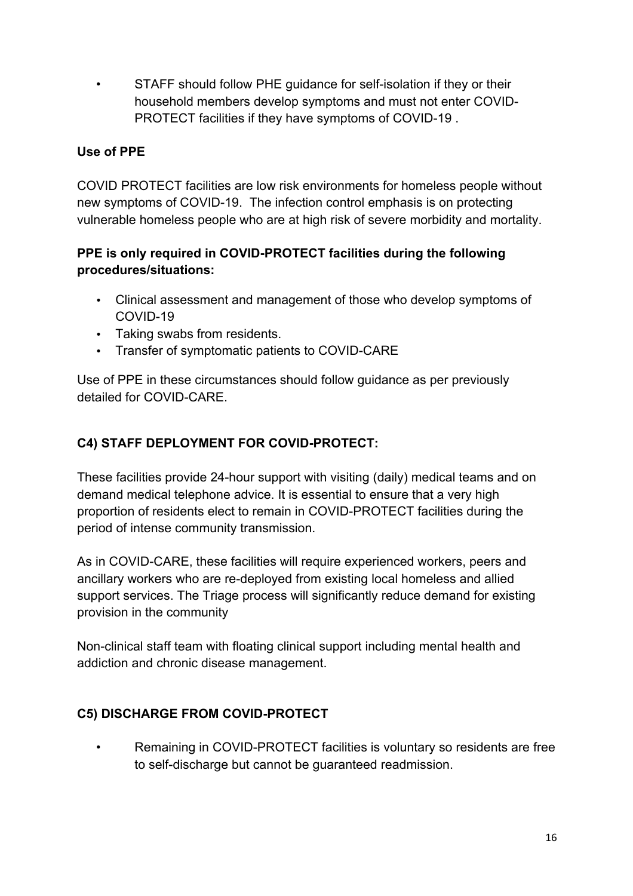- STAFF should follow PHE guidance for self-isolation if they or their household members develop symptoms and must not enter COVID-PROTECT facilities if they have symptoms of COVID-19 .

**Use of PPE**

COVID PROTECT facilities are low risk environments for homeless people without new symptoms of COVID-19. The infection control emphasis is on protecting vulnerable homeless people who are at high risk of severe morbidity and mortality.

**PPE is only required in COVID-PROTECT facilities during the following procedures/situations:**

- Clinical assessment and management of those who develop symptoms of COVID-19
- Taking swabs from residents.
- Transfer of symptomatic patients to COVID-CARE

Use of PPE in these circumstances should follow guidance as per previously detailed for COVID-CARE.

### C4) STAFF DEPLOYMENT FOR COVID-PROTECT:

These facilities provide 24-hour support with visiting (daily) medical teams and on demand medical telephone advice. It is essential to ensure that a very high proportion of residents elect to remain in COVID-PROTECT facilities during the period of intense community transmission.

As in COVID-CARE, these facilities will require experienced workers, peers and ancillary workers who are re-deployed from existing local homeless and allied support services. The Triage process will significantly reduce demand for existing provision in the community

Non-clinical staff team with floating clinical support including mental health and addiction and chronic disease management.

### C5) DISCHARGE FROM COVID-PROTECT

- Remaining in COVID-PROTECT facilities is voluntary so residents are free to self-discharge but cannot be guaranteed readmission.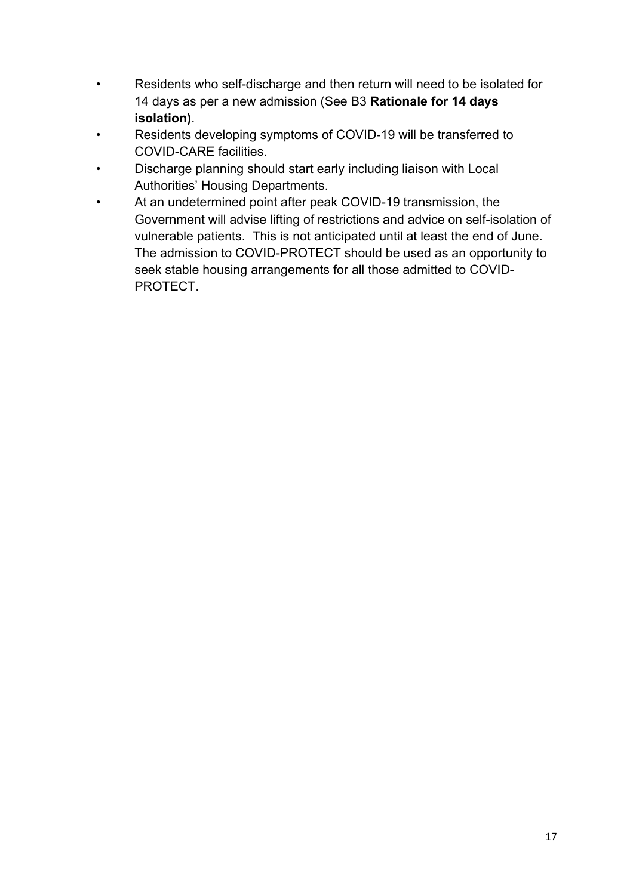- Residents who self-discharge and then return will need to be isolated for 14 days as per a new admission (See B3 **Rationale for 14 days isolation)**.
- Residents developing symptoms of COVID-19 will be transferred to COVID-CARE facilities.
- Discharge planning should start early including liaison with Local Authorities' Housing Departments.
- At an undetermined point after peak COVID-19 transmission, the Government will advise lifting of restrictions and advice on self-isolation of vulnerable patients. This is not anticipated until at least the end of June. The admission to COVID-PROTECT should be used as an opportunity to seek stable housing arrangements for all those admitted to COVID-PROTECT.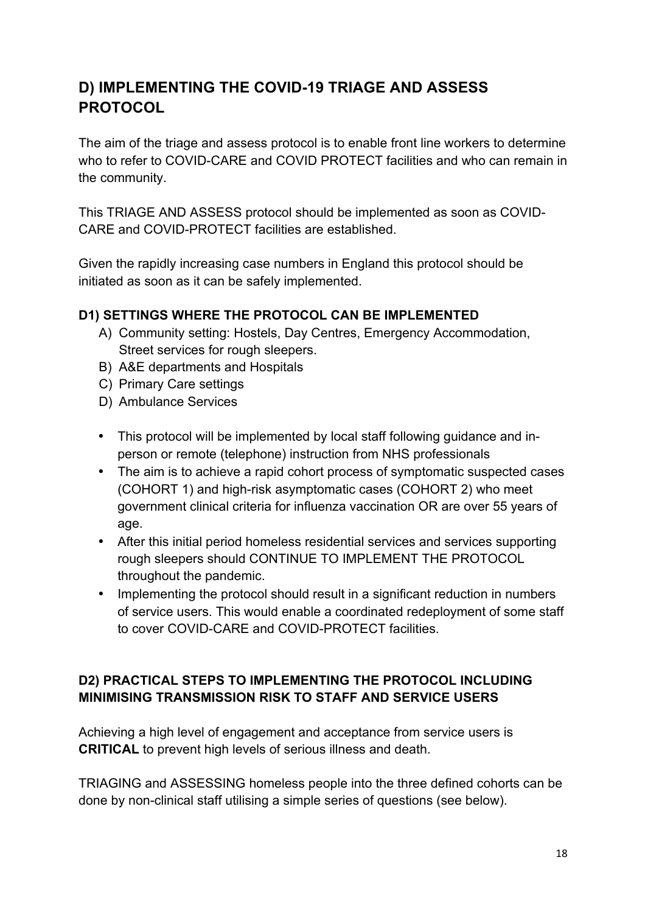## D) IMPLEMENTING THE COVID-19 TRIAGE AND ASSESS PROTOCOL

The aim of the triage and assess protocol is to enable front line workers to determine who to refer to COVID-CARE and COVID PROTECT facilities and who can remain in the community.

This TRIAGE AND ASSESS protocol should be implemented as soon as COVID-CARE and COVID-PROTECT facilities are established.

Given the rapidly increasing case numbers in England this protocol should be initiated as soon as it can be safely implemented.

### D1) SETTINGS WHERE THE PROTOCOL CAN BE IMPLEMENTED

A) Community setting: Hostels, Day Centres, Emergency Accommodation, Street services for rough sleepers.
B) A&E departments and Hospitals
C) Primary Care settings
D) Ambulance Services

- This protocol will be implemented by local staff following guidance and in-person or remote (telephone) instruction from NHS professionals
- The aim is to achieve a rapid cohort process of symptomatic suspected cases (COHORT 1) and high-risk asymptomatic cases (COHORT 2) who meet government clinical criteria for influenza vaccination OR are over 55 years of age.
- After this initial period homeless residential services and services supporting rough sleepers should CONTINUE TO IMPLEMENT THE PROTOCOL throughout the pandemic.
- Implementing the protocol should result in a significant reduction in numbers of service users. This would enable a coordinated redeployment of some staff to cover COVID-CARE and COVID-PROTECT facilities.

### D2) PRACTICAL STEPS TO IMPLEMENTING THE PROTOCOL INCLUDING MINIMISING TRANSMISSION RISK TO STAFF AND SERVICE USERS

Achieving a high level of engagement and acceptance from service users is **CRITICAL** to prevent high levels of serious illness and death.

TRIAGING and ASSESSING homeless people into the three defined cohorts can be done by non-clinical staff utilising a simple series of questions (see below).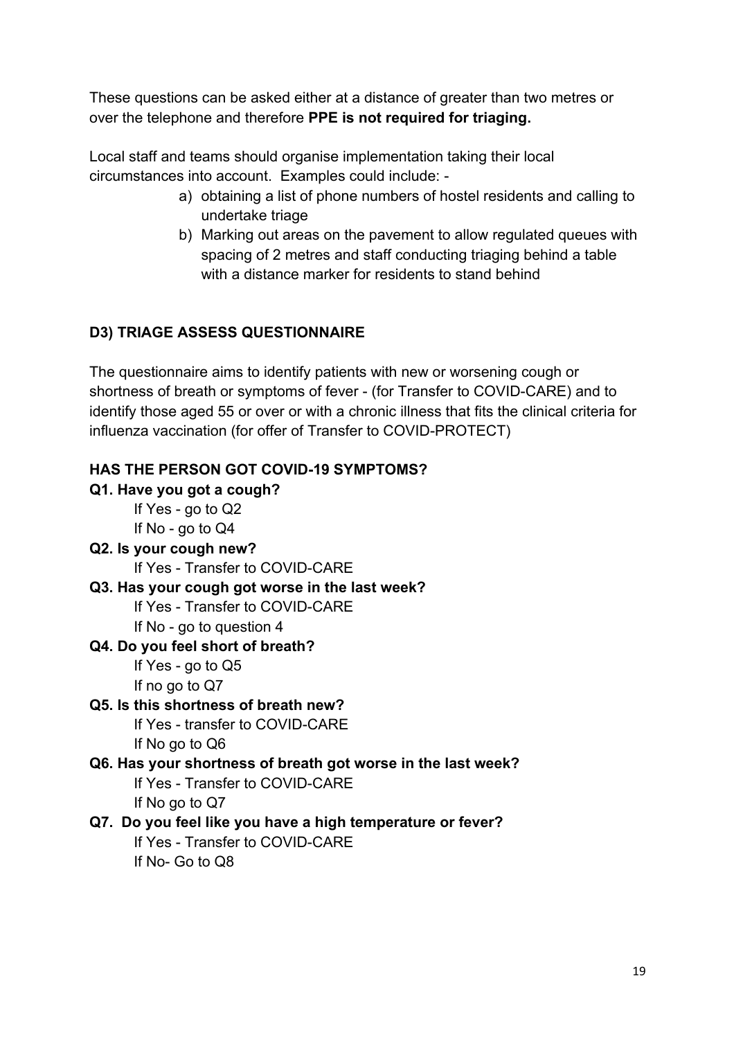These questions can be asked either at a distance of greater than two metres or over the telephone and therefore **PPE is not required for triaging.**

Local staff and teams should organise implementation taking their local circumstances into account. Examples could include: -

a) obtaining a list of phone numbers of hostel residents and calling to undertake triage
b) Marking out areas on the pavement to allow regulated queues with spacing of 2 metres and staff conducting triaging behind a table with a distance marker for residents to stand behind

### D3) TRIAGE ASSESS QUESTIONNAIRE

The questionnaire aims to identify patients with new or worsening cough or shortness of breath or symptoms of fever - (for Transfer to COVID-CARE) and to identify those aged 55 or over or with a chronic illness that fits the clinical criteria for influenza vaccination (for offer of Transfer to COVID-PROTECT)

**HAS THE PERSON GOT COVID-19 SYMPTOMS?**

**Q1. Have you got a cough?**
If Yes - go to Q2
If No - go to Q4

**Q2. Is your cough new?**
If Yes - Transfer to COVID-CARE

**Q3. Has your cough got worse in the last week?**
If Yes - Transfer to COVID-CARE
If No - go to question 4

**Q4. Do you feel short of breath?**
If Yes - go to Q5
If no go to Q7

**Q5. Is this shortness of breath new?**
If Yes - transfer to COVID-CARE
If No go to Q6

**Q6. Has your shortness of breath got worse in the last week?**
If Yes - Transfer to COVID-CARE
If No go to Q7

**Q7. Do you feel like you have a high temperature or fever?**
If Yes - Transfer to COVID-CARE
If No- Go to Q8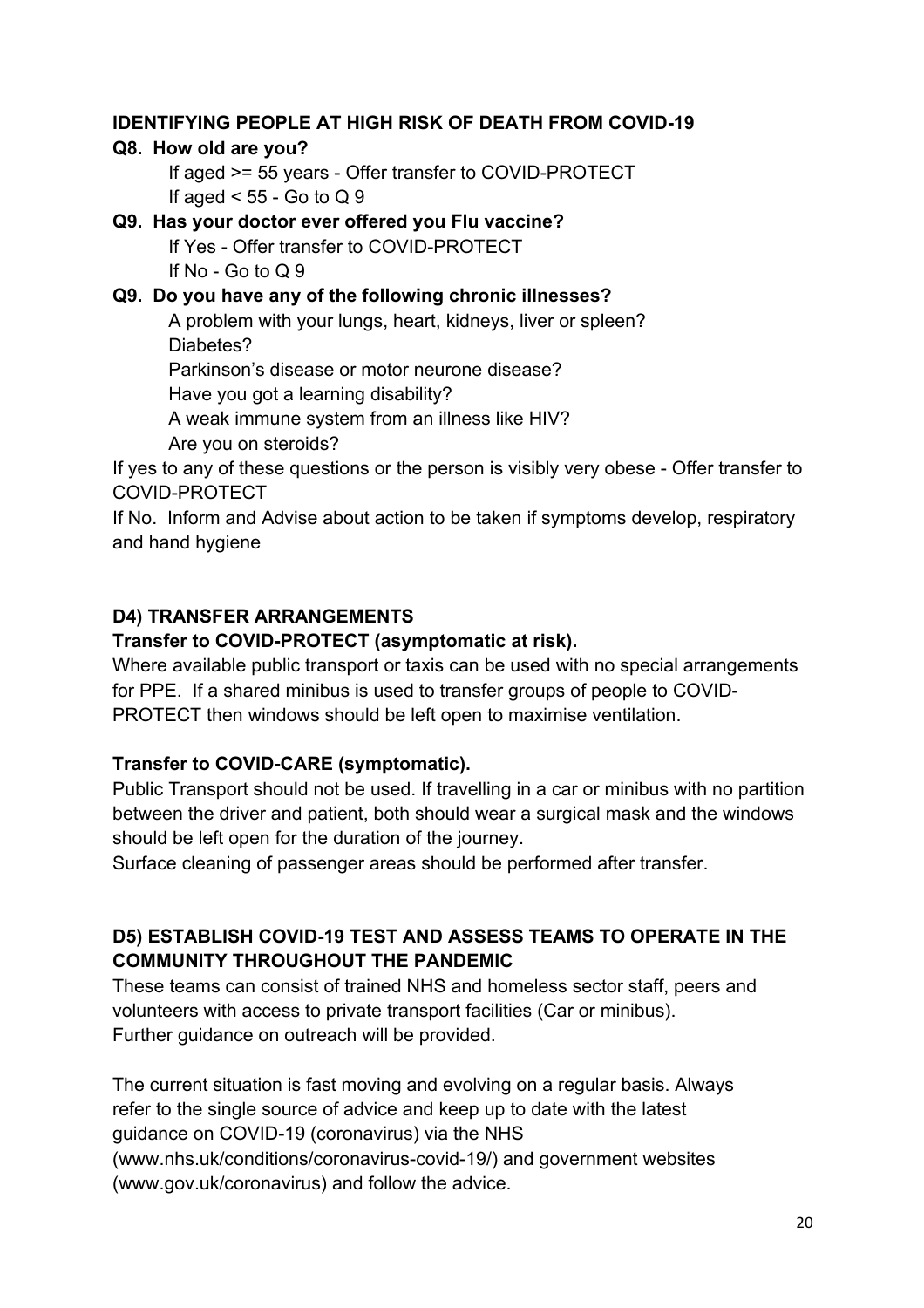**IDENTIFYING PEOPLE AT HIGH RISK OF DEATH FROM COVID-19**

**Q8. How old are you?**

If aged >= 55 years - Offer transfer to COVID-PROTECT
If aged < 55 - Go to Q 9

**Q9. Has your doctor ever offered you Flu vaccine?**

If Yes - Offer transfer to COVID-PROTECT
If No - Go to Q 9

**Q9. Do you have any of the following chronic illnesses?**

A problem with your lungs, heart, kidneys, liver or spleen?
Diabetes?
Parkinson's disease or motor neurone disease?
Have you got a learning disability?
A weak immune system from an illness like HIV?
Are you on steroids?

If yes to any of these questions or the person is visibly very obese - Offer transfer to COVID-PROTECT

If No. Inform and Advise about action to be taken if symptoms develop, respiratory and hand hygiene

**D4) TRANSFER ARRANGEMENTS**

**Transfer to COVID-PROTECT (asymptomatic at risk).**

Where available public transport or taxis can be used with no special arrangements for PPE. If a shared minibus is used to transfer groups of people to COVID-PROTECT then windows should be left open to maximise ventilation.

**Transfer to COVID-CARE (symptomatic).**

Public Transport should not be used. If travelling in a car or minibus with no partition between the driver and patient, both should wear a surgical mask and the windows should be left open for the duration of the journey.

Surface cleaning of passenger areas should be performed after transfer.

**D5) ESTABLISH COVID-19 TEST AND ASSESS TEAMS TO OPERATE IN THE COMMUNITY THROUGHOUT THE PANDEMIC**

These teams can consist of trained NHS and homeless sector staff, peers and volunteers with access to private transport facilities (Car or minibus).
Further guidance on outreach will be provided.

The current situation is fast moving and evolving on a regular basis. Always refer to the single source of advice and keep up to date with the latest guidance on COVID-19 (coronavirus) via the NHS (www.nhs.uk/conditions/coronavirus-covid-19/) and government websites (www.gov.uk/coronavirus) and follow the advice.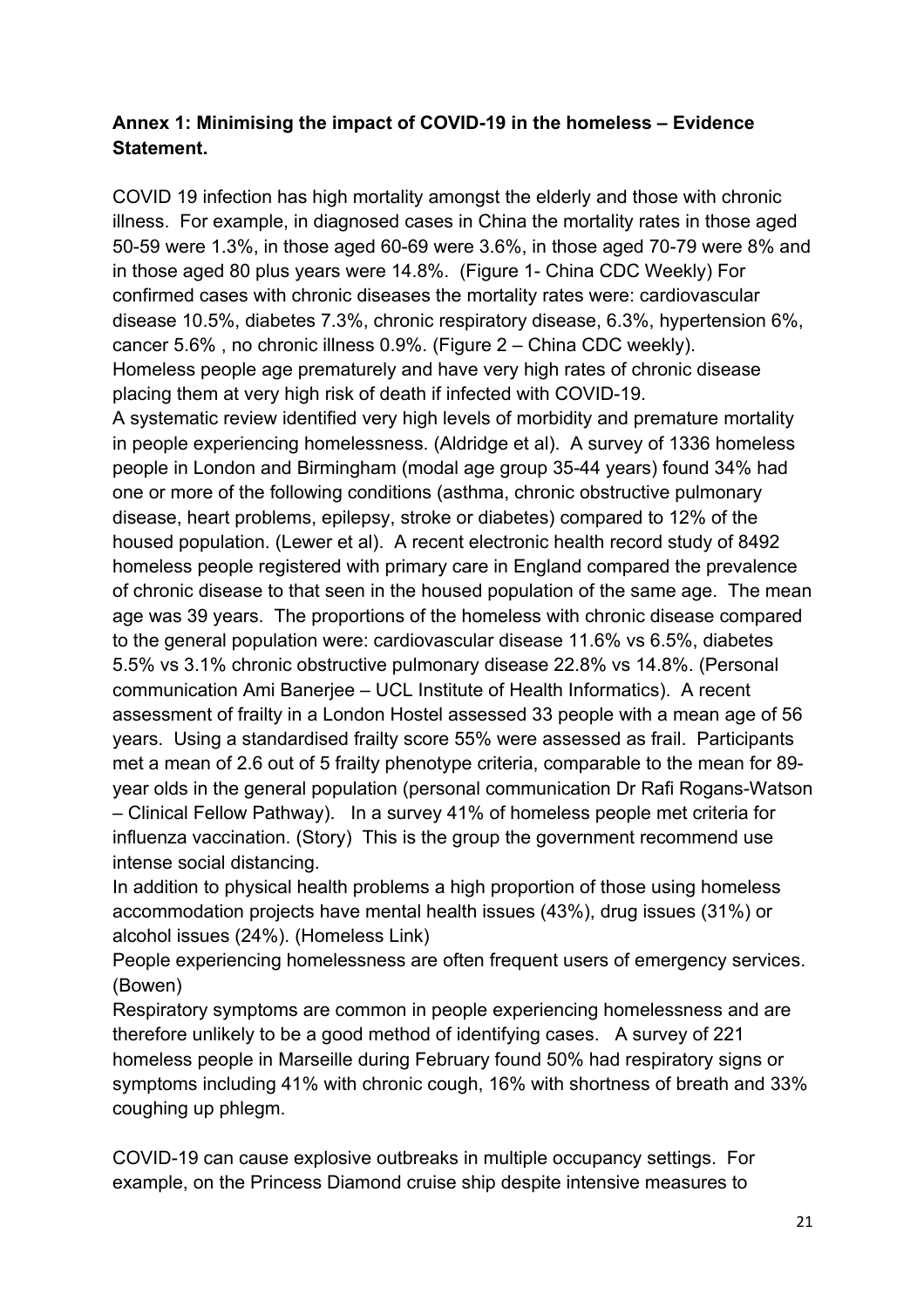**Annex 1: Minimising the impact of COVID-19 in the homeless – Evidence Statement.**

COVID 19 infection has high mortality amongst the elderly and those with chronic illness. For example, in diagnosed cases in China the mortality rates in those aged 50-59 were 1.3%, in those aged 60-69 were 3.6%, in those aged 70-79 were 8% and in those aged 80 plus years were 14.8%. (Figure 1- China CDC Weekly) For confirmed cases with chronic diseases the mortality rates were: cardiovascular disease 10.5%, diabetes 7.3%, chronic respiratory disease, 6.3%, hypertension 6%, cancer 5.6% , no chronic illness 0.9%. (Figure 2 – China CDC weekly).
Homeless people age prematurely and have very high rates of chronic disease placing them at very high risk of death if infected with COVID-19.
A systematic review identified very high levels of morbidity and premature mortality in people experiencing homelessness. (Aldridge et al). A survey of 1336 homeless people in London and Birmingham (modal age group 35-44 years) found 34% had one or more of the following conditions (asthma, chronic obstructive pulmonary disease, heart problems, epilepsy, stroke or diabetes) compared to 12% of the housed population. (Lewer et al). A recent electronic health record study of 8492 homeless people registered with primary care in England compared the prevalence of chronic disease to that seen in the housed population of the same age. The mean age was 39 years. The proportions of the homeless with chronic disease compared to the general population were: cardiovascular disease 11.6% vs 6.5%, diabetes 5.5% vs 3.1% chronic obstructive pulmonary disease 22.8% vs 14.8%. (Personal communication Ami Banerjee – UCL Institute of Health Informatics). A recent assessment of frailty in a London Hostel assessed 33 people with a mean age of 56 years. Using a standardised frailty score 55% were assessed as frail. Participants met a mean of 2.6 out of 5 frailty phenotype criteria, comparable to the mean for 89-year olds in the general population (personal communication Dr Rafi Rogans-Watson – Clinical Fellow Pathway). In a survey 41% of homeless people met criteria for influenza vaccination. (Story) This is the group the government recommend use intense social distancing.
In addition to physical health problems a high proportion of those using homeless accommodation projects have mental health issues (43%), drug issues (31%) or alcohol issues (24%). (Homeless Link)
People experiencing homelessness are often frequent users of emergency services. (Bowen)
Respiratory symptoms are common in people experiencing homelessness and are therefore unlikely to be a good method of identifying cases. A survey of 221 homeless people in Marseille during February found 50% had respiratory signs or symptoms including 41% with chronic cough, 16% with shortness of breath and 33% coughing up phlegm.

COVID-19 can cause explosive outbreaks in multiple occupancy settings. For example, on the Princess Diamond cruise ship despite intensive measures to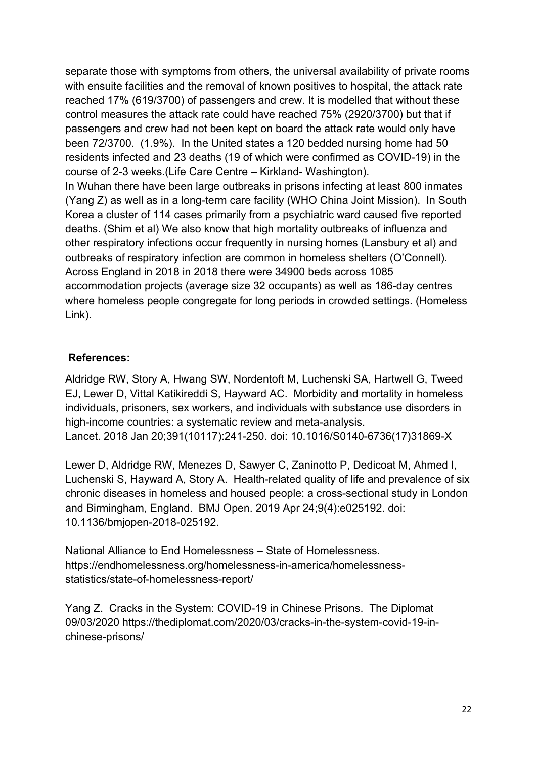separate those with symptoms from others, the universal availability of private rooms with ensuite facilities and the removal of known positives to hospital, the attack rate reached 17% (619/3700) of passengers and crew. It is modelled that without these control measures the attack rate could have reached 75% (2920/3700) but that if passengers and crew had not been kept on board the attack rate would only have been 72/3700. (1.9%). In the United states a 120 bedded nursing home had 50 residents infected and 23 deaths (19 of which were confirmed as COVID-19) in the course of 2-3 weeks.(Life Care Centre – Kirkland- Washington).
In Wuhan there have been large outbreaks in prisons infecting at least 800 inmates (Yang Z) as well as in a long-term care facility (WHO China Joint Mission). In South Korea a cluster of 114 cases primarily from a psychiatric ward caused five reported deaths. (Shim et al) We also know that high mortality outbreaks of influenza and other respiratory infections occur frequently in nursing homes (Lansbury et al) and outbreaks of respiratory infection are common in homeless shelters (O'Connell). Across England in 2018 in 2018 there were 34900 beds across 1085 accommodation projects (average size 32 occupants) as well as 186-day centres where homeless people congregate for long periods in crowded settings. (Homeless Link).

**References:**

Aldridge RW, Story A, Hwang SW, Nordentoft M, Luchenski SA, Hartwell G, Tweed EJ, Lewer D, Vittal Katikireddi S, Hayward AC. Morbidity and mortality in homeless individuals, prisoners, sex workers, and individuals with substance use disorders in high-income countries: a systematic review and meta-analysis.
Lancet. 2018 Jan 20;391(10117):241-250. doi: 10.1016/S0140-6736(17)31869-X

Lewer D, Aldridge RW, Menezes D, Sawyer C, Zaninotto P, Dedicoat M, Ahmed I, Luchenski S, Hayward A, Story A. Health-related quality of life and prevalence of six chronic diseases in homeless and housed people: a cross-sectional study in London and Birmingham, England. BMJ Open. 2019 Apr 24;9(4):e025192. doi: 10.1136/bmjopen-2018-025192.

National Alliance to End Homelessness – State of Homelessness. https://endhomelessness.org/homelessness-in-america/homelessness-statistics/state-of-homelessness-report/

Yang Z. Cracks in the System: COVID-19 in Chinese Prisons. The Diplomat 09/03/2020 https://thediplomat.com/2020/03/cracks-in-the-system-covid-19-in-chinese-prisons/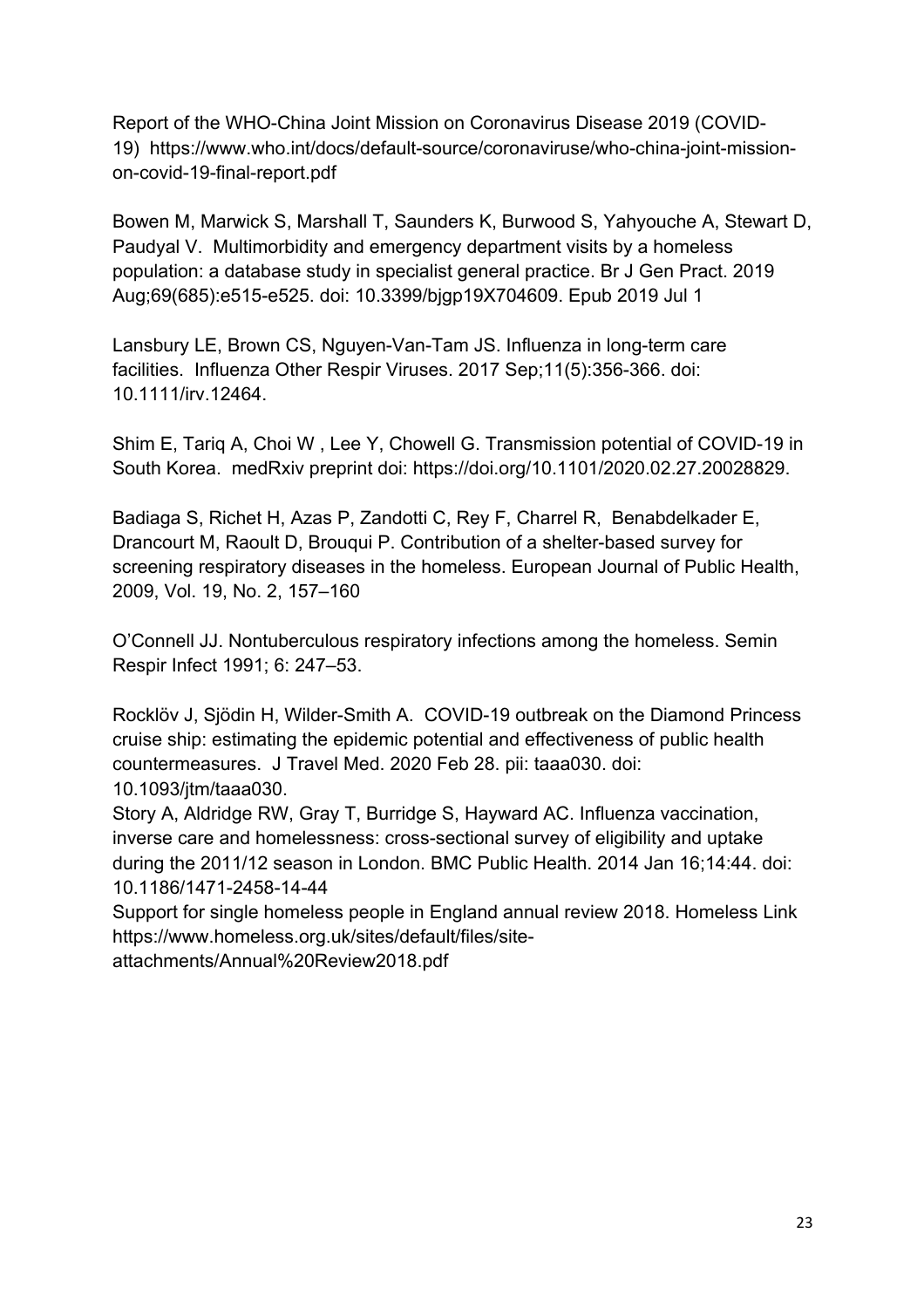Report of the WHO-China Joint Mission on Coronavirus Disease 2019 (COVID-19) https://www.who.int/docs/default-source/coronaviruse/who-china-joint-mission-on-covid-19-final-report.pdf

Bowen M, Marwick S, Marshall T, Saunders K, Burwood S, Yahyouche A, Stewart D, Paudyal V. Multimorbidity and emergency department visits by a homeless population: a database study in specialist general practice. Br J Gen Pract. 2019 Aug;69(685):e515-e525. doi: 10.3399/bjgp19X704609. Epub 2019 Jul 1

Lansbury LE, Brown CS, Nguyen-Van-Tam JS. Influenza in long-term care facilities. Influenza Other Respir Viruses. 2017 Sep;11(5):356-366. doi: 10.1111/irv.12464.

Shim E, Tariq A, Choi W , Lee Y, Chowell G. Transmission potential of COVID-19 in South Korea. medRxiv preprint doi: https://doi.org/10.1101/2020.02.27.20028829.

Badiaga S, Richet H, Azas P, Zandotti C, Rey F, Charrel R, Benabdelkader E, Drancourt M, Raoult D, Brouqui P. Contribution of a shelter-based survey for screening respiratory diseases in the homeless. European Journal of Public Health, 2009, Vol. 19, No. 2, 157–160

O'Connell JJ. Nontuberculous respiratory infections among the homeless. Semin Respir Infect 1991; 6: 247–53.

Rocklöv J, Sjödin H, Wilder-Smith A. COVID-19 outbreak on the Diamond Princess cruise ship: estimating the epidemic potential and effectiveness of public health countermeasures. J Travel Med. 2020 Feb 28. pii: taaa030. doi: 10.1093/jtm/taaa030.

Story A, Aldridge RW, Gray T, Burridge S, Hayward AC. Influenza vaccination, inverse care and homelessness: cross-sectional survey of eligibility and uptake during the 2011/12 season in London. BMC Public Health. 2014 Jan 16;14:44. doi: 10.1186/1471-2458-14-44

Support for single homeless people in England annual review 2018. Homeless Link https://www.homeless.org.uk/sites/default/files/site-attachments/Annual%20Review2018.pdf